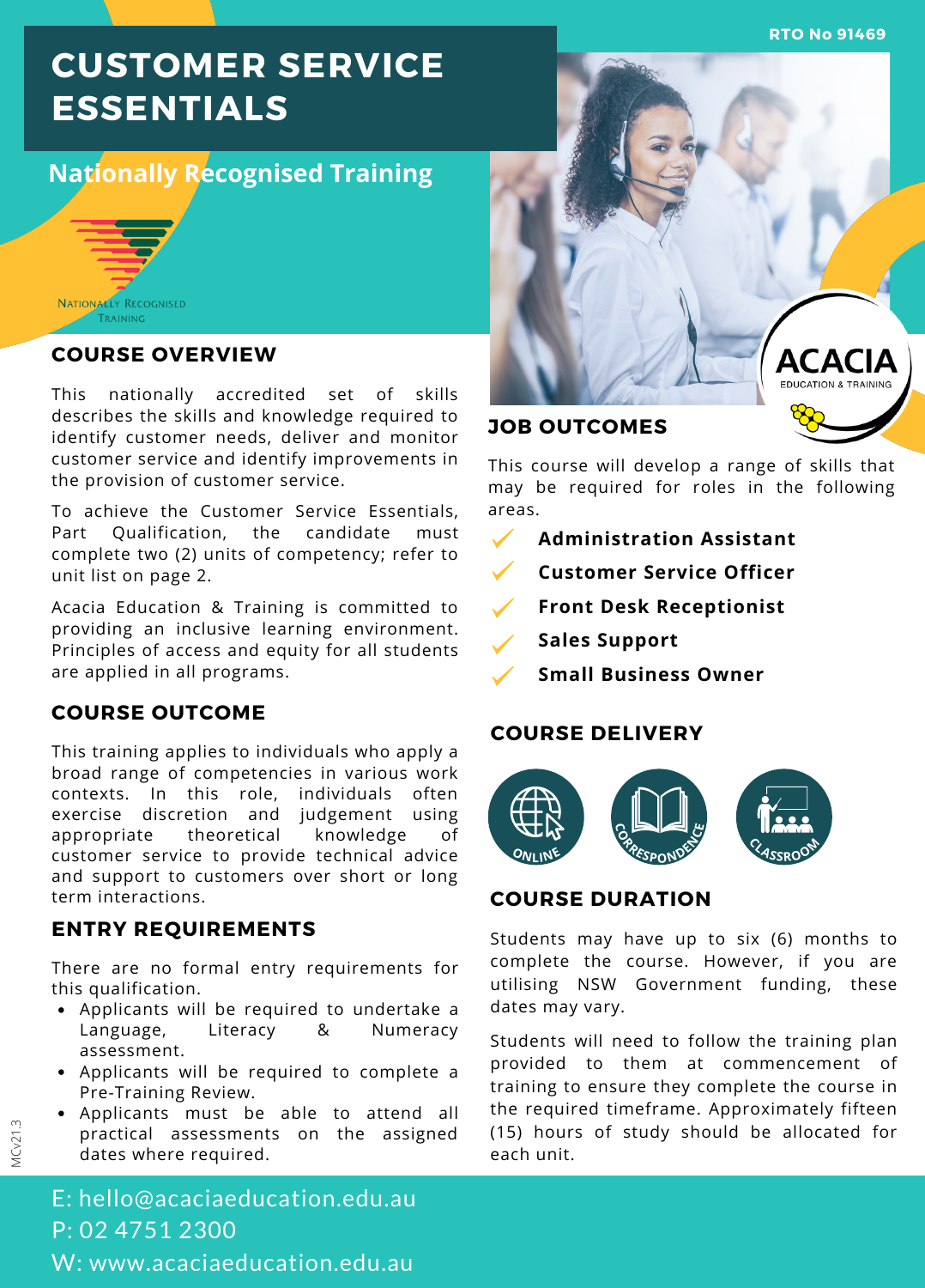RTO No 91469

# CUSTOMER SERVICE ESSENTIALS

## Nationally Recognised Training

NATIONALLY RECOGNISED TRAINING

## COURSE OVERVIEW

This nationally accredited set of skills describes the skills and knowledge required to identify customer needs, deliver and monitor customer service and identify improvements in the provision of customer service.

To achieve the Customer Service Essentials, Part Qualification, the candidate must complete two (2) units of competency; refer to unit list on page 2.

Acacia Education & Training is committed to providing an inclusive learning environment. Principles of access and equity for all students are applied in all programs.

## COURSE OUTCOME

This training applies to individuals who apply a broad range of competencies in various work contexts. In this role, individuals often exercise discretion and judgement using appropriate theoretical knowledge of customer service to provide technical advice and support to customers over short or long term interactions.

## ENTRY REQUIREMENTS

There are no formal entry requirements for this qualification.

- Applicants will be required to undertake a Language, Literacy & Numeracy assessment.
- Applicants will be required to complete a Pre-Training Review.
- Applicants must be able to attend all practical assessments on the assigned dates where required.

ACACIA EDUCATION & TRAINING

## JOB OUTCOMES

This course will develop a range of skills that may be required for roles in the following areas.

- ✓ **Administration Assistant**
- ✓ **Customer Service Officer**
- ✓ **Front Desk Receptionist**
- ✓ **Sales Support**
- ✓ **Small Business Owner**

## COURSE DELIVERY

ONLINE | CORRESPONDENCE | CLASSROOM

## COURSE DURATION

Students may have up to six (6) months to complete the course. However, if you are utilising NSW Government funding, these dates may vary.

Students will need to follow the training plan provided to them at commencement of training to ensure they complete the course in the required timeframe. Approximately fifteen (15) hours of study should be allocated for each unit.

MCv21.3

E: hello@acaciaeducation.edu.au
P: 02 4751 2300
W: www.acaciaeducation.edu.au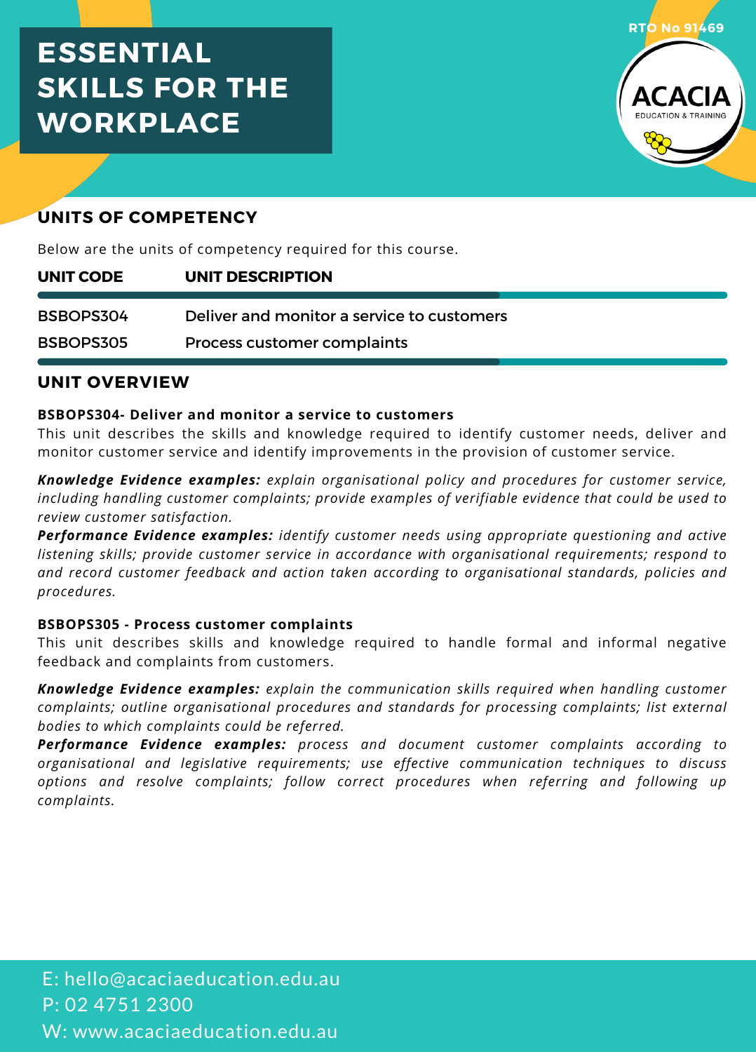# ESSENTIAL SKILLS FOR THE WORKPLACE

RTO No 91469

## UNITS OF COMPETENCY

Below are the units of competency required for this course.

| UNIT CODE | UNIT DESCRIPTION |
| --- | --- |
| BSBOPS304 | Deliver and monitor a service to customers |
| BSBOPS305 | Process customer complaints |

## UNIT OVERVIEW

**BSBOPS304- Deliver and monitor a service to customers**

This unit describes the skills and knowledge required to identify customer needs, deliver and monitor customer service and identify improvements in the provision of customer service.

***Knowledge Evidence examples:*** *explain organisational policy and procedures for customer service, including handling customer complaints; provide examples of verifiable evidence that could be used to review customer satisfaction.*

***Performance Evidence examples:*** *identify customer needs using appropriate questioning and active listening skills; provide customer service in accordance with organisational requirements; respond to and record customer feedback and action taken according to organisational standards, policies and procedures.*

**BSBOPS305 - Process customer complaints**

This unit describes skills and knowledge required to handle formal and informal negative feedback and complaints from customers.

***Knowledge Evidence examples:*** *explain the communication skills required when handling customer complaints; outline organisational procedures and standards for processing complaints; list external bodies to which complaints could be referred.*

***Performance Evidence examples:*** *process and document customer complaints according to organisational and legislative requirements; use effective communication techniques to discuss options and resolve complaints; follow correct procedures when referring and following up complaints.*

E: hello@acaciaeducation.edu.au
P: 02 4751 2300
W: www.acaciaeducation.edu.au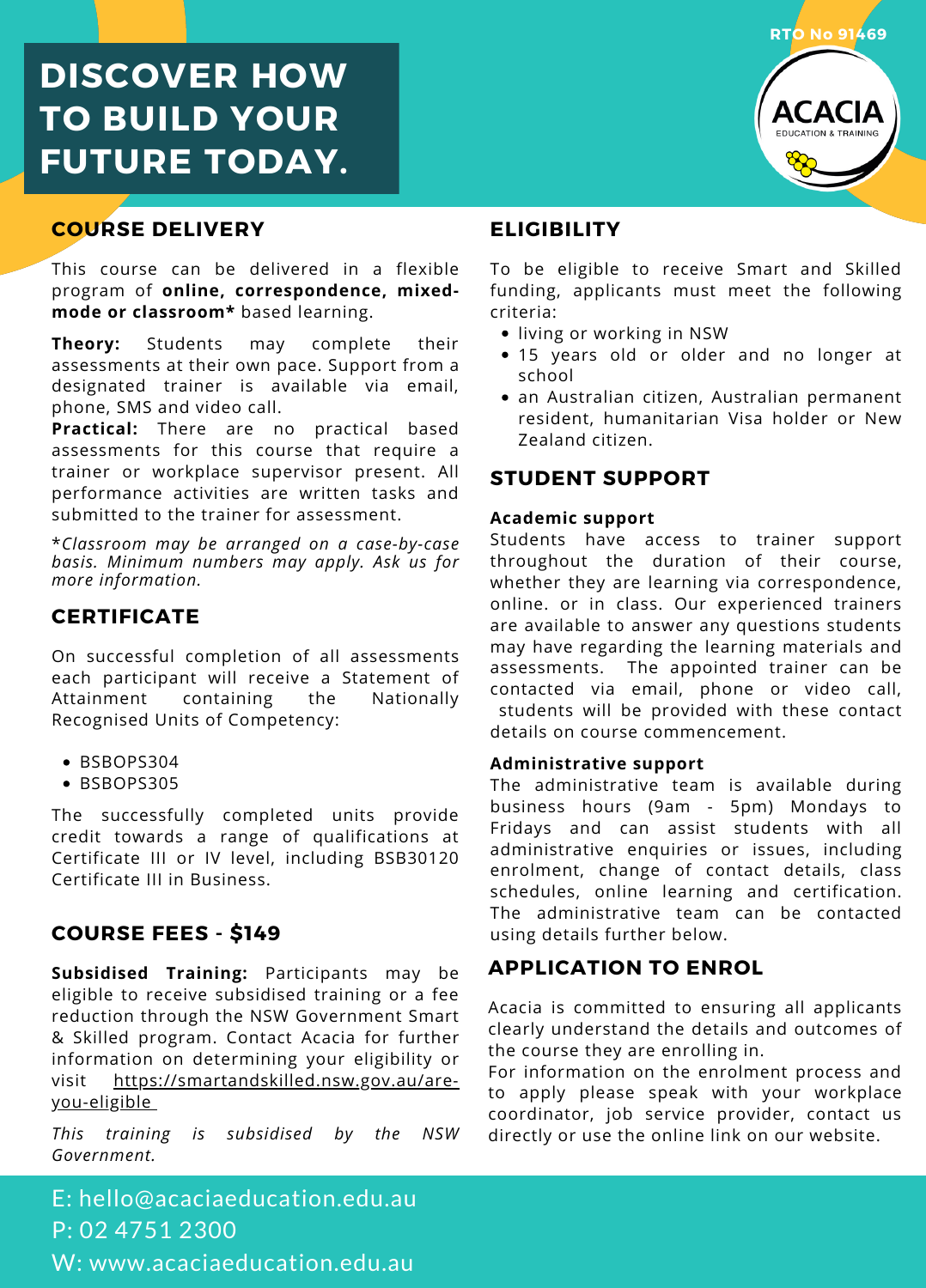# DISCOVER HOW TO BUILD YOUR FUTURE TODAY.

RTO No 91469

ACACIA EDUCATION & TRAINING

## COURSE DELIVERY

This course can be delivered in a flexible program of **online, correspondence, mixed-mode or classroom*** based learning.

**Theory:** Students may complete their assessments at their own pace. Support from a designated trainer is available via email, phone, SMS and video call.
**Practical:** There are no practical based assessments for this course that require a trainer or workplace supervisor present. All performance activities are written tasks and submitted to the trainer for assessment.

*\*Classroom may be arranged on a case-by-case basis. Minimum numbers may apply. Ask us for more information.*

## CERTIFICATE

On successful completion of all assessments each participant will receive a Statement of Attainment containing the Nationally Recognised Units of Competency:

- BSBOPS304
- BSBOPS305

The successfully completed units provide credit towards a range of qualifications at Certificate III or IV level, including BSB30120 Certificate III in Business.

## COURSE FEES - $149

**Subsidised Training:** Participants may be eligible to receive subsidised training or a fee reduction through the NSW Government Smart & Skilled program. Contact Acacia for further information on determining your eligibility or visit https://smartandskilled.nsw.gov.au/are-you-eligible

*This training is subsidised by the NSW Government.*

## ELIGIBILITY

To be eligible to receive Smart and Skilled funding, applicants must meet the following criteria:

- living or working in NSW
- 15 years old or older and no longer at school
- an Australian citizen, Australian permanent resident, humanitarian Visa holder or New Zealand citizen.

## STUDENT SUPPORT

### Academic support

Students have access to trainer support throughout the duration of their course, whether they are learning via correspondence, online. or in class. Our experienced trainers are available to answer any questions students may have regarding the learning materials and assessments. The appointed trainer can be contacted via email, phone or video call, students will be provided with these contact details on course commencement.

### Administrative support

The administrative team is available during business hours (9am - 5pm) Mondays to Fridays and can assist students with all administrative enquiries or issues, including enrolment, change of contact details, class schedules, online learning and certification. The administrative team can be contacted using details further below.

## APPLICATION TO ENROL

Acacia is committed to ensuring all applicants clearly understand the details and outcomes of the course they are enrolling in.
For information on the enrolment process and to apply please speak with your workplace coordinator, job service provider, contact us directly or use the online link on our website.

E: hello@acaciaeducation.edu.au
P: 02 4751 2300
W: www.acaciaeducation.edu.au